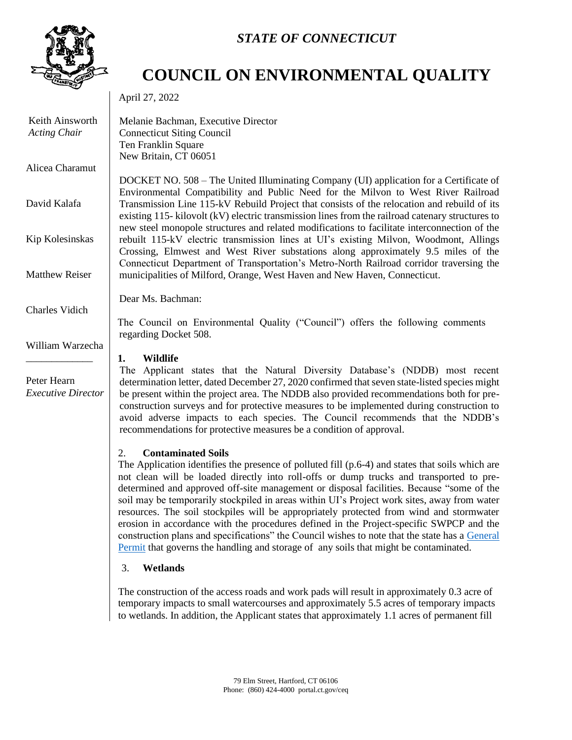*STATE OF CONNECTICUT*

# COUNCIL ON ENVIRONMENTAL QUALITY

Keith Ainsworth
*Acting Chair*

Alicea Charamut

David Kalafa

Kip Kolesinskas

Matthew Reiser

Charles Vidich

William Warzecha

_____________

Peter Hearn
*Executive Director*

April 27, 2022

Melanie Bachman, Executive Director
Connecticut Siting Council
Ten Franklin Square
New Britain, CT 06051

DOCKET NO. 508 – The United Illuminating Company (UI) application for a Certificate of Environmental Compatibility and Public Need for the Milvon to West River Railroad Transmission Line 115-kV Rebuild Project that consists of the relocation and rebuild of its existing 115- kilovolt (kV) electric transmission lines from the railroad catenary structures to new steel monopole structures and related modifications to facilitate interconnection of the rebuilt 115-kV electric transmission lines at UI's existing Milvon, Woodmont, Allings Crossing, Elmwest and West River substations along approximately 9.5 miles of the Connecticut Department of Transportation's Metro-North Railroad corridor traversing the municipalities of Milford, Orange, West Haven and New Haven, Connecticut.

Dear Ms. Bachman:

The Council on Environmental Quality ("Council") offers the following comments regarding Docket 508.

**1. Wildlife**

The Applicant states that the Natural Diversity Database's (NDDB) most recent determination letter, dated December 27, 2020 confirmed that seven state-listed species might be present within the project area. The NDDB also provided recommendations both for pre-construction surveys and for protective measures to be implemented during construction to avoid adverse impacts to each species. The Council recommends that the NDDB's recommendations for protective measures be a condition of approval.

2. **Contaminated Soils**

The Application identifies the presence of polluted fill (p.6-4) and states that soils which are not clean will be loaded directly into roll-offs or dump trucks and transported to pre-determined and approved off-site management or disposal facilities. Because "some of the soil may be temporarily stockpiled in areas within UI's Project work sites, away from water resources. The soil stockpiles will be appropriately protected from wind and stormwater erosion in accordance with the procedures defined in the Project-specific SWPCP and the construction plans and specifications" the Council wishes to note that the state has a General Permit that governs the handling and storage of any soils that might be contaminated.

3. **Wetlands**

The construction of the access roads and work pads will result in approximately 0.3 acre of temporary impacts to small watercourses and approximately 5.5 acres of temporary impacts to wetlands. In addition, the Applicant states that approximately 1.1 acres of permanent fill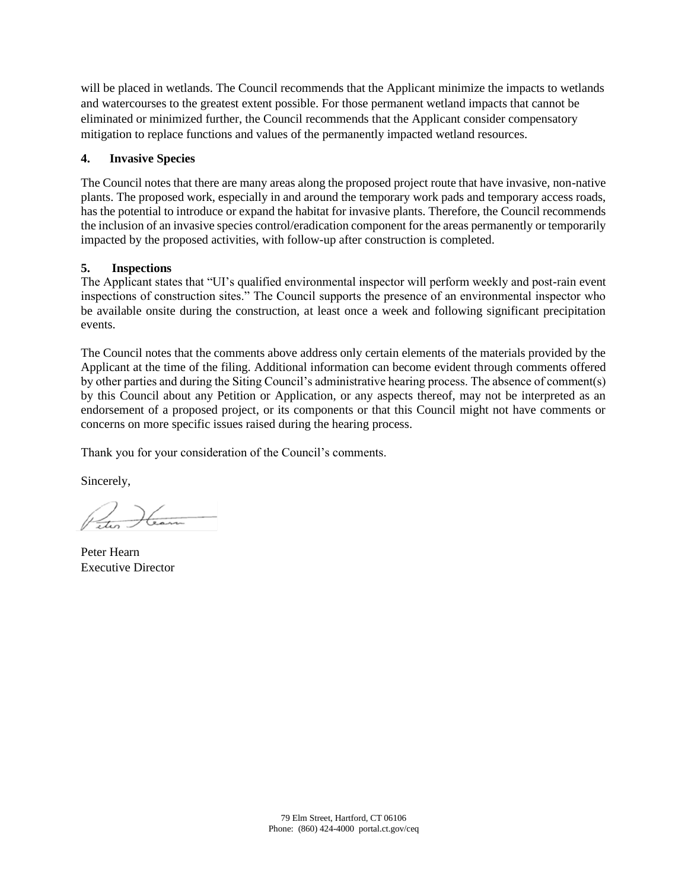will be placed in wetlands. The Council recommends that the Applicant minimize the impacts to wetlands and watercourses to the greatest extent possible. For those permanent wetland impacts that cannot be eliminated or minimized further, the Council recommends that the Applicant consider compensatory mitigation to replace functions and values of the permanently impacted wetland resources.

**4. Invasive Species**

The Council notes that there are many areas along the proposed project route that have invasive, non-native plants. The proposed work, especially in and around the temporary work pads and temporary access roads, has the potential to introduce or expand the habitat for invasive plants. Therefore, the Council recommends the inclusion of an invasive species control/eradication component for the areas permanently or temporarily impacted by the proposed activities, with follow-up after construction is completed.

**5. Inspections**

The Applicant states that "UI's qualified environmental inspector will perform weekly and post-rain event inspections of construction sites." The Council supports the presence of an environmental inspector who be available onsite during the construction, at least once a week and following significant precipitation events.

The Council notes that the comments above address only certain elements of the materials provided by the Applicant at the time of the filing. Additional information can become evident through comments offered by other parties and during the Siting Council's administrative hearing process. The absence of comment(s) by this Council about any Petition or Application, or any aspects thereof, may not be interpreted as an endorsement of a proposed project, or its components or that this Council might not have comments or concerns on more specific issues raised during the hearing process.

Thank you for your consideration of the Council's comments.

Sincerely,

Peter Hearn
Executive Director

79 Elm Street, Hartford, CT 06106
Phone: (860) 424-4000 portal.ct.gov/ceq